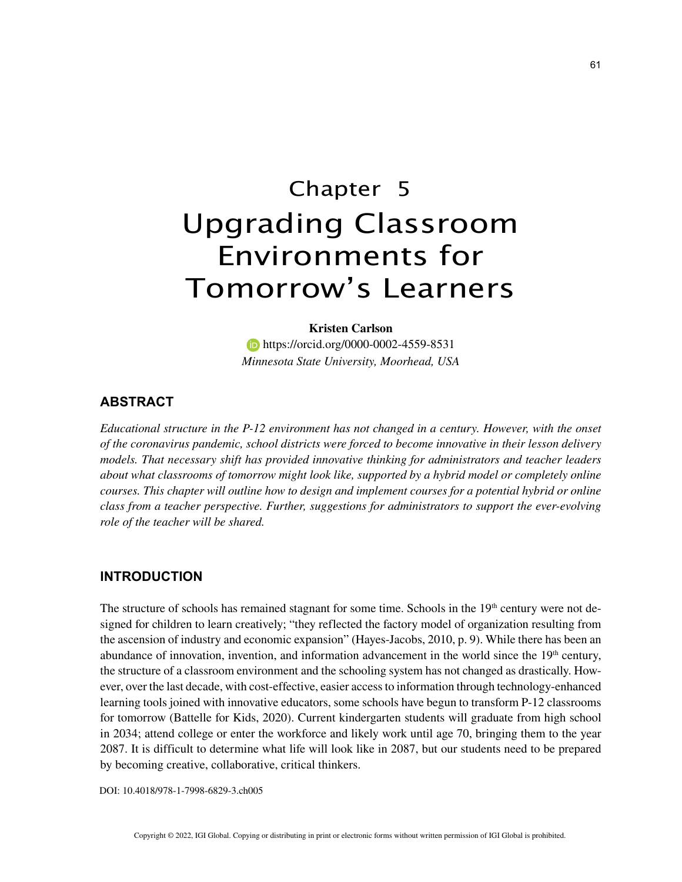# Chapter 5
# Upgrading Classroom Environments for Tomorrow's Learners

**Kristen Carlson**
https://orcid.org/0000-0002-4559-8531
*Minnesota State University, Moorhead, USA*

## ABSTRACT

*Educational structure in the P-12 environment has not changed in a century. However, with the onset of the coronavirus pandemic, school districts were forced to become innovative in their lesson delivery models. That necessary shift has provided innovative thinking for administrators and teacher leaders about what classrooms of tomorrow might look like, supported by a hybrid model or completely online courses. This chapter will outline how to design and implement courses for a potential hybrid or online class from a teacher perspective. Further, suggestions for administrators to support the ever-evolving role of the teacher will be shared.*

## INTRODUCTION

The structure of schools has remained stagnant for some time. Schools in the 19th century were not designed for children to learn creatively; "they reflected the factory model of organization resulting from the ascension of industry and economic expansion" (Hayes-Jacobs, 2010, p. 9). While there has been an abundance of innovation, invention, and information advancement in the world since the 19th century, the structure of a classroom environment and the schooling system has not changed as drastically. However, over the last decade, with cost-effective, easier access to information through technology-enhanced learning tools joined with innovative educators, some schools have begun to transform P-12 classrooms for tomorrow (Battelle for Kids, 2020). Current kindergarten students will graduate from high school in 2034; attend college or enter the workforce and likely work until age 70, bringing them to the year 2087. It is difficult to determine what life will look like in 2087, but our students need to be prepared by becoming creative, collaborative, critical thinkers.

DOI: 10.4018/978-1-7998-6829-3.ch005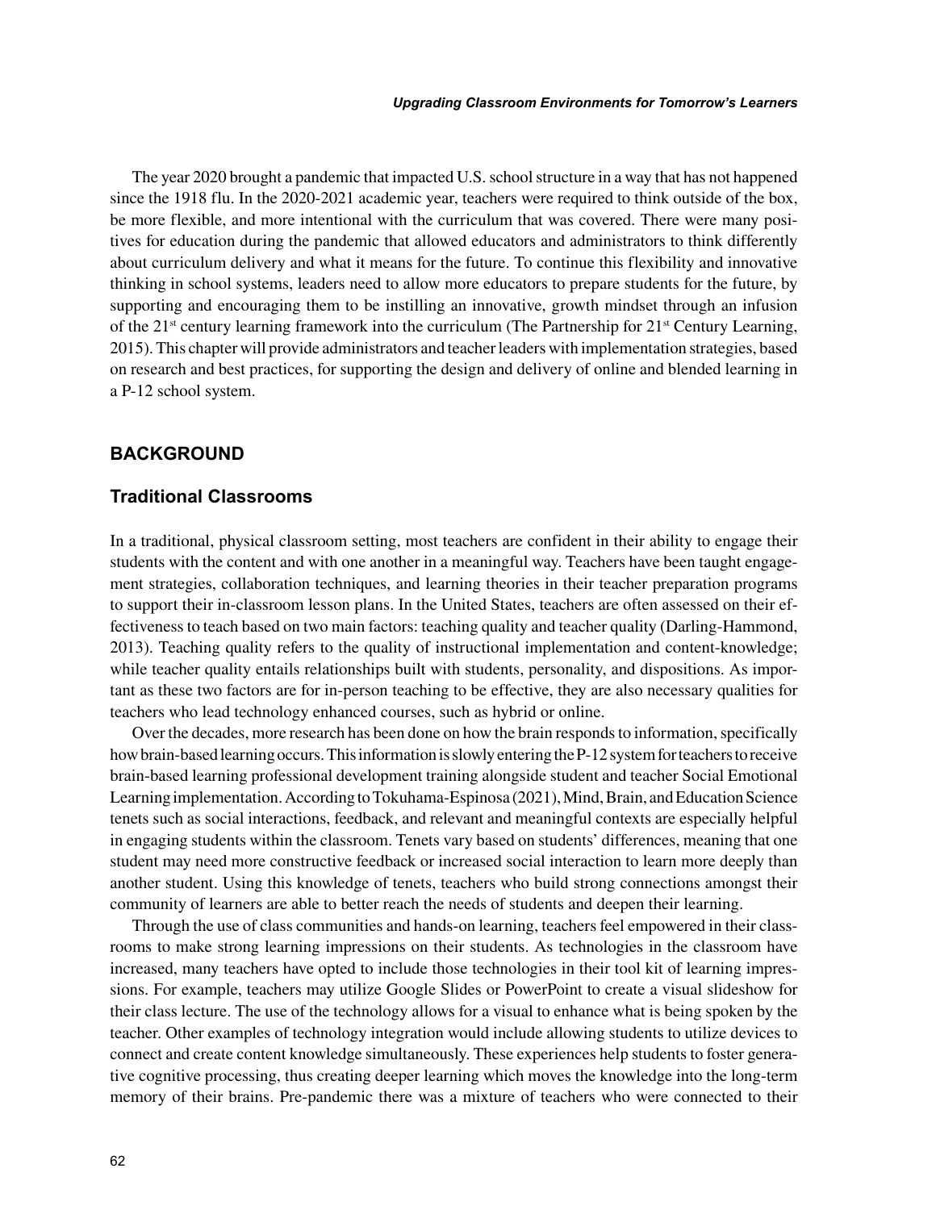The year 2020 brought a pandemic that impacted U.S. school structure in a way that has not happened since the 1918 flu. In the 2020-2021 academic year, teachers were required to think outside of the box, be more flexible, and more intentional with the curriculum that was covered. There were many positives for education during the pandemic that allowed educators and administrators to think differently about curriculum delivery and what it means for the future. To continue this flexibility and innovative thinking in school systems, leaders need to allow more educators to prepare students for the future, by supporting and encouraging them to be instilling an innovative, growth mindset through an infusion of the 21st century learning framework into the curriculum (The Partnership for 21st Century Learning, 2015). This chapter will provide administrators and teacher leaders with implementation strategies, based on research and best practices, for supporting the design and delivery of online and blended learning in a P-12 school system.

## BACKGROUND

### Traditional Classrooms

In a traditional, physical classroom setting, most teachers are confident in their ability to engage their students with the content and with one another in a meaningful way. Teachers have been taught engagement strategies, collaboration techniques, and learning theories in their teacher preparation programs to support their in-classroom lesson plans. In the United States, teachers are often assessed on their effectiveness to teach based on two main factors: teaching quality and teacher quality (Darling-Hammond, 2013). Teaching quality refers to the quality of instructional implementation and content-knowledge; while teacher quality entails relationships built with students, personality, and dispositions. As important as these two factors are for in-person teaching to be effective, they are also necessary qualities for teachers who lead technology enhanced courses, such as hybrid or online.

Over the decades, more research has been done on how the brain responds to information, specifically how brain-based learning occurs. This information is slowly entering the P-12 system for teachers to receive brain-based learning professional development training alongside student and teacher Social Emotional Learning implementation. According to Tokuhama-Espinosa (2021), Mind, Brain, and Education Science tenets such as social interactions, feedback, and relevant and meaningful contexts are especially helpful in engaging students within the classroom. Tenets vary based on students' differences, meaning that one student may need more constructive feedback or increased social interaction to learn more deeply than another student. Using this knowledge of tenets, teachers who build strong connections amongst their community of learners are able to better reach the needs of students and deepen their learning.

Through the use of class communities and hands-on learning, teachers feel empowered in their classrooms to make strong learning impressions on their students. As technologies in the classroom have increased, many teachers have opted to include those technologies in their tool kit of learning impressions. For example, teachers may utilize Google Slides or PowerPoint to create a visual slideshow for their class lecture. The use of the technology allows for a visual to enhance what is being spoken by the teacher. Other examples of technology integration would include allowing students to utilize devices to connect and create content knowledge simultaneously. These experiences help students to foster generative cognitive processing, thus creating deeper learning which moves the knowledge into the long-term memory of their brains. Pre-pandemic there was a mixture of teachers who were connected to their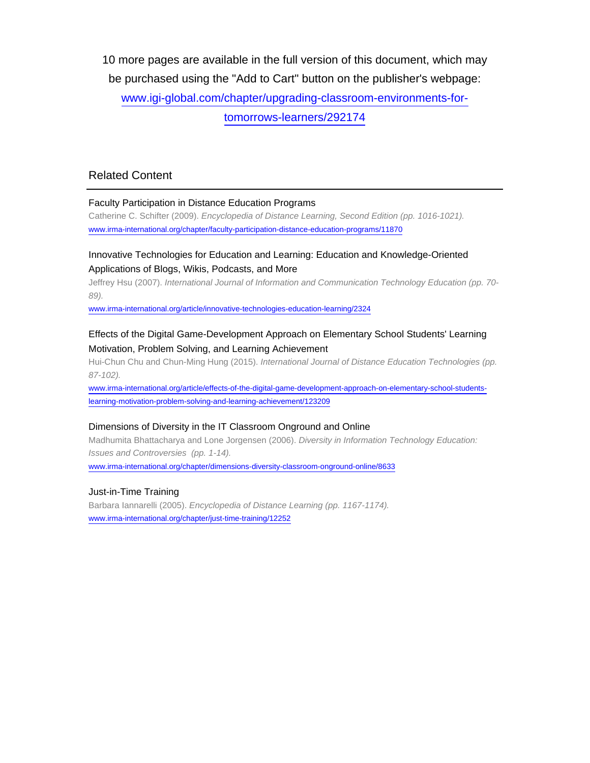10 more pages are available in the full version of this document, which may be purchased using the "Add to Cart" button on the publisher's webpage: [www.igi-global.com/chapter/upgrading-classroom-environments-for-tomorrows-learners/292174](www.igi-global.com/chapter/upgrading-classroom-environments-for-tomorrows-learners/292174)

## Related Content

**Faculty Participation in Distance Education Programs**
Catherine C. Schifter (2009). *Encyclopedia of Distance Learning, Second Edition (pp. 1016-1021).*
[www.irma-international.org/chapter/faculty-participation-distance-education-programs/11870](www.irma-international.org/chapter/faculty-participation-distance-education-programs/11870)

**Innovative Technologies for Education and Learning: Education and Knowledge-Oriented Applications of Blogs, Wikis, Podcasts, and More**
Jeffrey Hsu (2007). *International Journal of Information and Communication Technology Education (pp. 70-89).*
[www.irma-international.org/article/innovative-technologies-education-learning/2324](www.irma-international.org/article/innovative-technologies-education-learning/2324)

**Effects of the Digital Game-Development Approach on Elementary School Students' Learning Motivation, Problem Solving, and Learning Achievement**
Hui-Chun Chu and Chun-Ming Hung (2015). *International Journal of Distance Education Technologies (pp. 87-102).*
[www.irma-international.org/article/effects-of-the-digital-game-development-approach-on-elementary-school-students-learning-motivation-problem-solving-and-learning-achievement/123209](www.irma-international.org/article/effects-of-the-digital-game-development-approach-on-elementary-school-students-learning-motivation-problem-solving-and-learning-achievement/123209)

**Dimensions of Diversity in the IT Classroom Onground and Online**
Madhumita Bhattacharya and Lone Jorgensen (2006). *Diversity in Information Technology Education: Issues and Controversies (pp. 1-14).*
[www.irma-international.org/chapter/dimensions-diversity-classroom-onground-online/8633](www.irma-international.org/chapter/dimensions-diversity-classroom-onground-online/8633)

**Just-in-Time Training**
Barbara Iannarelli (2005). *Encyclopedia of Distance Learning (pp. 1167-1174).*
[www.irma-international.org/chapter/just-time-training/12252](www.irma-international.org/chapter/just-time-training/12252)